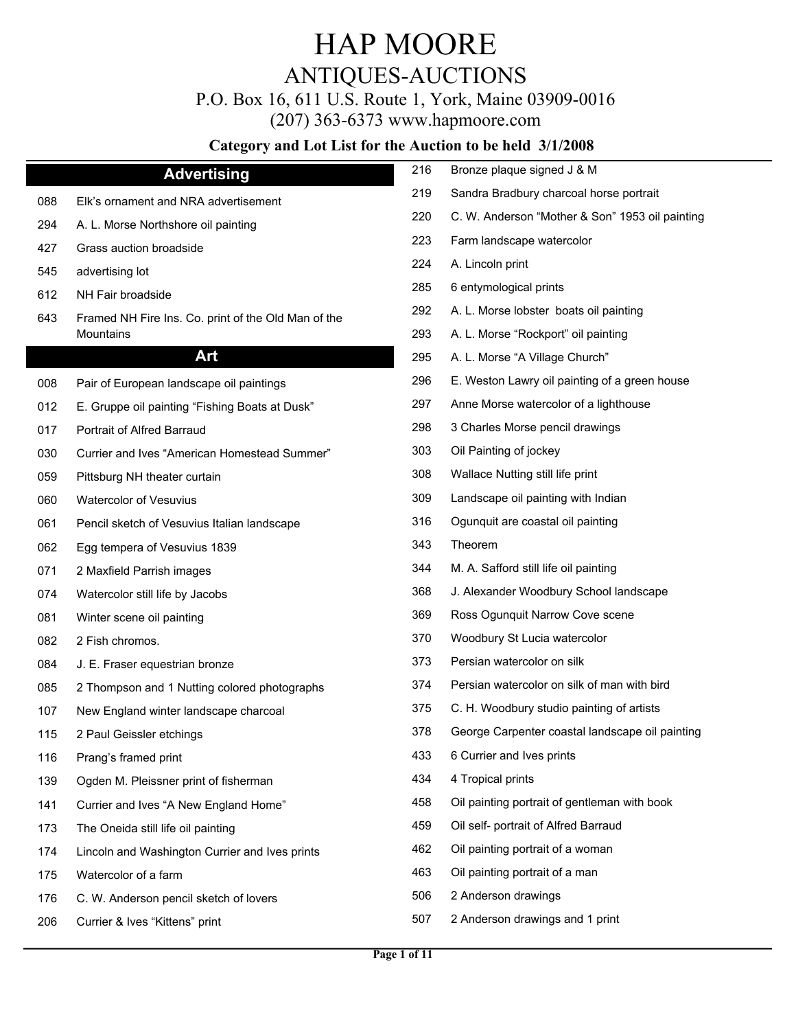# HAP MOORE

## ANTIQUES-AUCTIONS

P.O. Box 16, 611 U.S. Route 1, York, Maine 03909-0016

(207) 363-6373 www.hapmoore.com

**Category and Lot List for the Auction to be held 3/1/2008**

## Advertising

| Lot | Description |
|---|---|
| 088 | Elk's ornament and NRA advertisement |
| 294 | A. L. Morse Northshore oil painting |
| 427 | Grass auction broadside |
| 545 | advertising lot |
| 612 | NH Fair broadside |
| 643 | Framed NH Fire Ins. Co. print of the Old Man of the Mountains |

## Art

| Lot | Description |
|---|---|
| 008 | Pair of European landscape oil paintings |
| 012 | E. Gruppe oil painting "Fishing Boats at Dusk" |
| 017 | Portrait of Alfred Barraud |
| 030 | Currier and Ives "American Homestead Summer" |
| 059 | Pittsburg NH theater curtain |
| 060 | Watercolor of Vesuvius |
| 061 | Pencil sketch of Vesuvius Italian landscape |
| 062 | Egg tempera of Vesuvius 1839 |
| 071 | 2 Maxfield Parrish images |
| 074 | Watercolor still life by Jacobs |
| 081 | Winter scene oil painting |
| 082 | 2 Fish chromos. |
| 084 | J. E. Fraser equestrian bronze |
| 085 | 2 Thompson and 1 Nutting colored photographs |
| 107 | New England winter landscape charcoal |
| 115 | 2 Paul Geissler etchings |
| 116 | Prang's framed print |
| 139 | Ogden M. Pleissner print of fisherman |
| 141 | Currier and Ives "A New England Home" |
| 173 | The Oneida still life oil painting |
| 174 | Lincoln and Washington Currier and Ives prints |
| 175 | Watercolor of a farm |
| 176 | C. W. Anderson pencil sketch of lovers |
| 206 | Currier & Ives "Kittens" print |
| 216 | Bronze plaque signed J & M |
| 219 | Sandra Bradbury charcoal horse portrait |
| 220 | C. W. Anderson "Mother & Son" 1953 oil painting |
| 223 | Farm landscape watercolor |
| 224 | A. Lincoln print |
| 285 | 6 entymological prints |
| 292 | A. L. Morse lobster boats oil painting |
| 293 | A. L. Morse "Rockport" oil painting |
| 295 | A. L. Morse "A Village Church" |
| 296 | E. Weston Lawry oil painting of a green house |
| 297 | Anne Morse watercolor of a lighthouse |
| 298 | 3 Charles Morse pencil drawings |
| 303 | Oil Painting of jockey |
| 308 | Wallace Nutting still life print |
| 309 | Landscape oil painting with Indian |
| 316 | Ogunquit are coastal oil painting |
| 343 | Theorem |
| 344 | M. A. Safford still life oil painting |
| 368 | J. Alexander Woodbury School landscape |
| 369 | Ross Ogunquit Narrow Cove scene |
| 370 | Woodbury St Lucia watercolor |
| 373 | Persian watercolor on silk |
| 374 | Persian watercolor on silk of man with bird |
| 375 | C. H. Woodbury studio painting of artists |
| 378 | George Carpenter coastal landscape oil painting |
| 433 | 6 Currier and Ives prints |
| 434 | 4 Tropical prints |
| 458 | Oil painting portrait of gentleman with book |
| 459 | Oil self- portrait of Alfred Barraud |
| 462 | Oil painting portrait of a woman |
| 463 | Oil painting portrait of a man |
| 506 | 2 Anderson drawings |
| 507 | 2 Anderson drawings and 1 print |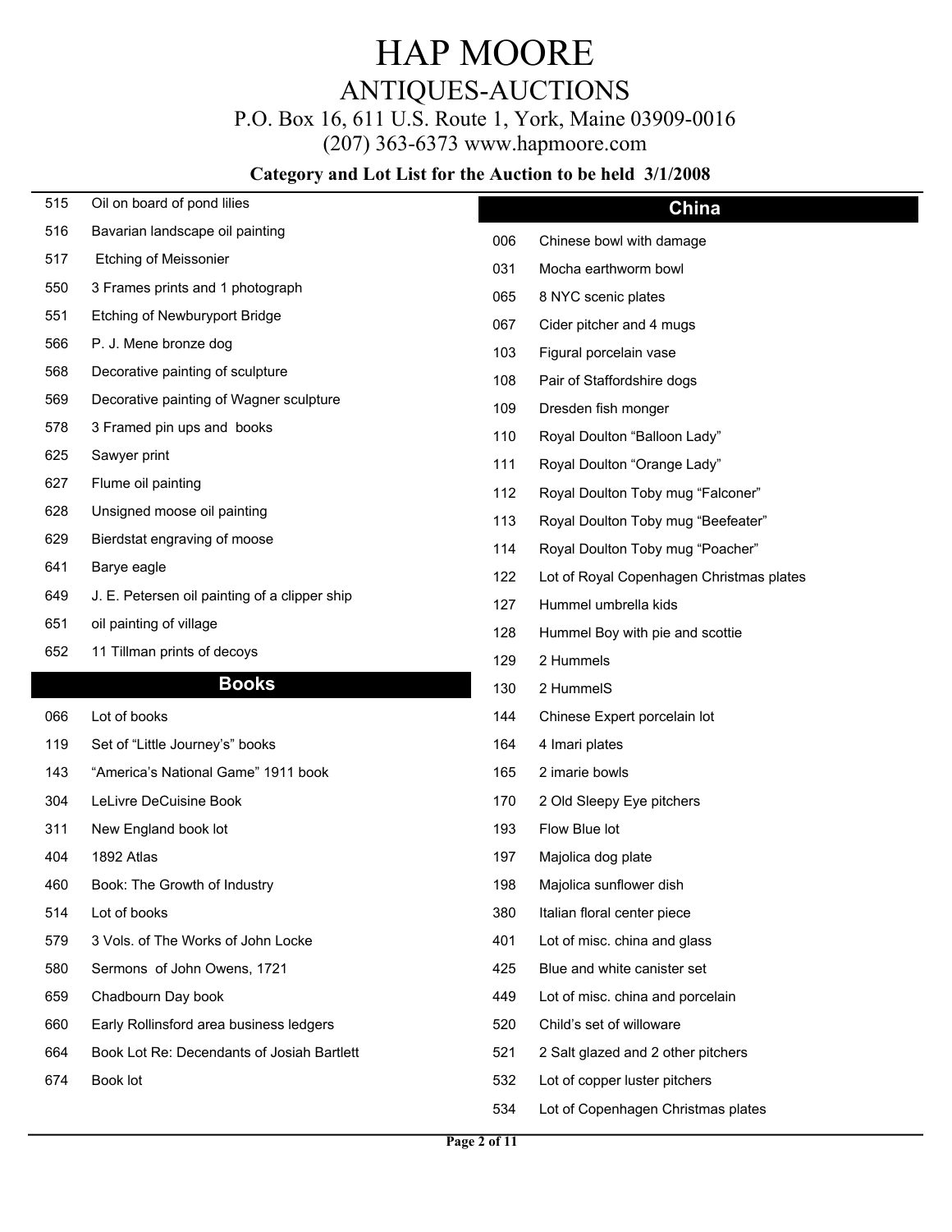# HAP MOORE

## ANTIQUES-AUCTIONS

P.O. Box 16, 611 U.S. Route 1, York, Maine 03909-0016

(207) 363-6373 www.hapmoore.com

**Category and Lot List for the Auction to be held 3/1/2008**

| | |
|---|---|
| 515 | Oil on board of pond lilies |
| 516 | Bavarian landscape oil painting |
| 517 | Etching of Meissonier |
| 550 | 3 Frames prints and 1 photograph |
| 551 | Etching of Newburyport Bridge |
| 566 | P. J. Mene bronze dog |
| 568 | Decorative painting of sculpture |
| 569 | Decorative painting of Wagner sculpture |
| 578 | 3 Framed pin ups and books |
| 625 | Sawyer print |
| 627 | Flume oil painting |
| 628 | Unsigned moose oil painting |
| 629 | Bierdstat engraving of moose |
| 641 | Barye eagle |
| 649 | J. E. Petersen oil painting of a clipper ship |
| 651 | oil painting of village |
| 652 | 11 Tillman prints of decoys |

## Books

| | |
|---|---|
| 066 | Lot of books |
| 119 | Set of “Little Journey’s” books |
| 143 | “America’s National Game” 1911 book |
| 304 | LeLivre DeCuisine Book |
| 311 | New England book lot |
| 404 | 1892 Atlas |
| 460 | Book: The Growth of Industry |
| 514 | Lot of books |
| 579 | 3 Vols. of The Works of John Locke |
| 580 | Sermons of John Owens, 1721 |
| 659 | Chadbourn Day book |
| 660 | Early Rollinsford area business ledgers |
| 664 | Book Lot Re: Decendants of Josiah Bartlett |
| 674 | Book lot |

## China

| | |
|---|---|
| 006 | Chinese bowl with damage |
| 031 | Mocha earthworm bowl |
| 065 | 8 NYC scenic plates |
| 067 | Cider pitcher and 4 mugs |
| 103 | Figural porcelain vase |
| 108 | Pair of Staffordshire dogs |
| 109 | Dresden fish monger |
| 110 | Royal Doulton “Balloon Lady” |
| 111 | Royal Doulton “Orange Lady” |
| 112 | Royal Doulton Toby mug “Falconer” |
| 113 | Royal Doulton Toby mug “Beefeater” |
| 114 | Royal Doulton Toby mug “Poacher” |
| 122 | Lot of Royal Copenhagen Christmas plates |
| 127 | Hummel umbrella kids |
| 128 | Hummel Boy with pie and scottie |
| 129 | 2 Hummels |
| 130 | 2 HummelS |
| 144 | Chinese Expert porcelain lot |
| 164 | 4 Imari plates |
| 165 | 2 imarie bowls |
| 170 | 2 Old Sleepy Eye pitchers |
| 193 | Flow Blue lot |
| 197 | Majolica dog plate |
| 198 | Majolica sunflower dish |
| 380 | Italian floral center piece |
| 401 | Lot of misc. china and glass |
| 425 | Blue and white canister set |
| 449 | Lot of misc. china and porcelain |
| 520 | Child’s set of willoware |
| 521 | 2 Salt glazed and 2 other pitchers |
| 532 | Lot of copper luster pitchers |
| 534 | Lot of Copenhagen Christmas plates |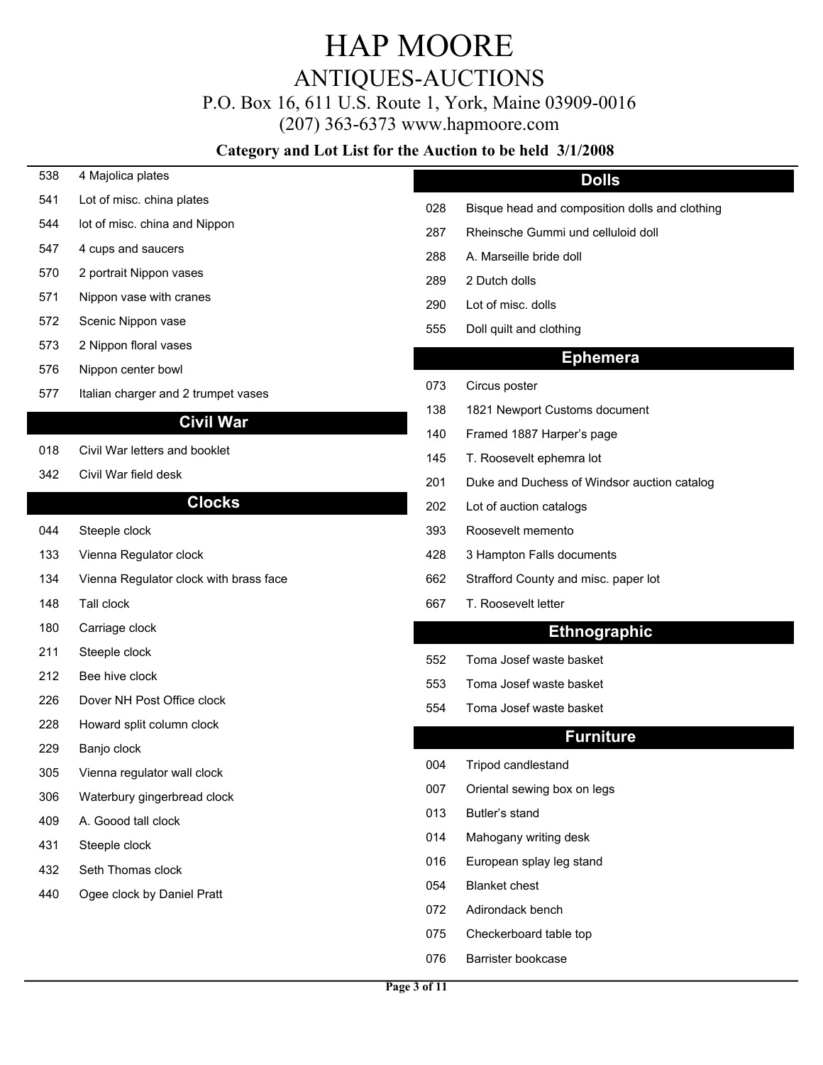# HAP MOORE

## ANTIQUES-AUCTIONS

P.O. Box 16, 611 U.S. Route 1, York, Maine 03909-0016

(207) 363-6373 www.hapmoore.com

**Category and Lot List for the Auction to be held 3/1/2008**

| | |
|---|---|
| 538 | 4 Majolica plates |
| 541 | Lot of misc. china plates |
| 544 | lot of misc. china and Nippon |
| 547 | 4 cups and saucers |
| 570 | 2 portrait Nippon vases |
| 571 | Nippon vase with cranes |
| 572 | Scenic Nippon vase |
| 573 | 2 Nippon floral vases |
| 576 | Nippon center bowl |
| 577 | Italian charger and 2 trumpet vases |

## Civil War

| | |
|---|---|
| 018 | Civil War letters and booklet |
| 342 | Civil War field desk |

## Clocks

| | |
|---|---|
| 044 | Steeple clock |
| 133 | Vienna Regulator clock |
| 134 | Vienna Regulator clock with brass face |
| 148 | Tall clock |
| 180 | Carriage clock |
| 211 | Steeple clock |
| 212 | Bee hive clock |
| 226 | Dover NH Post Office clock |
| 228 | Howard split column clock |
| 229 | Banjo clock |
| 305 | Vienna regulator wall clock |
| 306 | Waterbury gingerbread clock |
| 409 | A. Goood tall clock |
| 431 | Steeple clock |
| 432 | Seth Thomas clock |
| 440 | Ogee clock by Daniel Pratt |

## Dolls

| | |
|---|---|
| 028 | Bisque head and composition dolls and clothing |
| 287 | Rheinsche Gummi und celluloid doll |
| 288 | A. Marseille bride doll |
| 289 | 2 Dutch dolls |
| 290 | Lot of misc. dolls |
| 555 | Doll quilt and clothing |

## Ephemera

| | |
|---|---|
| 073 | Circus poster |
| 138 | 1821 Newport Customs document |
| 140 | Framed 1887 Harper's page |
| 145 | T. Roosevelt ephemra lot |
| 201 | Duke and Duchess of Windsor auction catalog |
| 202 | Lot of auction catalogs |
| 393 | Roosevelt memento |
| 428 | 3 Hampton Falls documents |
| 662 | Strafford County and misc. paper lot |
| 667 | T. Roosevelt letter |

## Ethnographic

| | |
|---|---|
| 552 | Toma Josef waste basket |
| 553 | Toma Josef waste basket |
| 554 | Toma Josef waste basket |

## Furniture

| | |
|---|---|
| 004 | Tripod candlestand |
| 007 | Oriental sewing box on legs |
| 013 | Butler's stand |
| 014 | Mahogany writing desk |
| 016 | European splay leg stand |
| 054 | Blanket chest |
| 072 | Adirondack bench |
| 075 | Checkerboard table top |
| 076 | Barrister bookcase |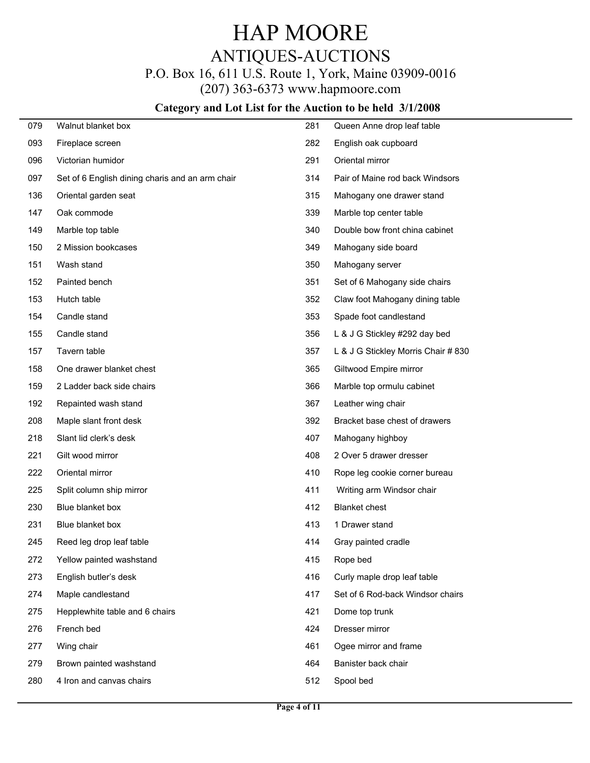# HAP MOORE

## ANTIQUES-AUCTIONS

P.O. Box 16, 611 U.S. Route 1, York, Maine 03909-0016

(207) 363-6373 www.hapmoore.com

### Category and Lot List for the Auction to be held 3/1/2008

| Lot | Description |
|---|---|
| 079 | Walnut blanket box |
| 093 | Fireplace screen |
| 096 | Victorian humidor |
| 097 | Set of 6 English dining charis and an arm chair |
| 136 | Oriental garden seat |
| 147 | Oak commode |
| 149 | Marble top table |
| 150 | 2 Mission bookcases |
| 151 | Wash stand |
| 152 | Painted bench |
| 153 | Hutch table |
| 154 | Candle stand |
| 155 | Candle stand |
| 157 | Tavern table |
| 158 | One drawer blanket chest |
| 159 | 2 Ladder back side chairs |
| 192 | Repainted wash stand |
| 208 | Maple slant front desk |
| 218 | Slant lid clerk's desk |
| 221 | Gilt wood mirror |
| 222 | Oriental mirror |
| 225 | Split column ship mirror |
| 230 | Blue blanket box |
| 231 | Blue blanket box |
| 245 | Reed leg drop leaf table |
| 272 | Yellow painted washstand |
| 273 | English butler's desk |
| 274 | Maple candlestand |
| 275 | Hepplewhite table and 6 chairs |
| 276 | French bed |
| 277 | Wing chair |
| 279 | Brown painted washstand |
| 280 | 4 Iron and canvas chairs |
| 281 | Queen Anne drop leaf table |
| 282 | English oak cupboard |
| 291 | Oriental mirror |
| 314 | Pair of Maine rod back Windsors |
| 315 | Mahogany one drawer stand |
| 339 | Marble top center table |
| 340 | Double bow front china cabinet |
| 349 | Mahogany side board |
| 350 | Mahogany server |
| 351 | Set of 6 Mahogany side chairs |
| 352 | Claw foot Mahogany dining table |
| 353 | Spade foot candlestand |
| 356 | L & J G Stickley #292 day bed |
| 357 | L & J G Stickley Morris Chair # 830 |
| 365 | Giltwood Empire mirror |
| 366 | Marble top ormulu cabinet |
| 367 | Leather wing chair |
| 392 | Bracket base chest of drawers |
| 407 | Mahogany highboy |
| 408 | 2 Over 5 drawer dresser |
| 410 | Rope leg cookie corner bureau |
| 411 | Writing arm Windsor chair |
| 412 | Blanket chest |
| 413 | 1 Drawer stand |
| 414 | Gray painted cradle |
| 415 | Rope bed |
| 416 | Curly maple drop leaf table |
| 417 | Set of 6 Rod-back Windsor chairs |
| 421 | Dome top trunk |
| 424 | Dresser mirror |
| 461 | Ogee mirror and frame |
| 464 | Banister back chair |
| 512 | Spool bed |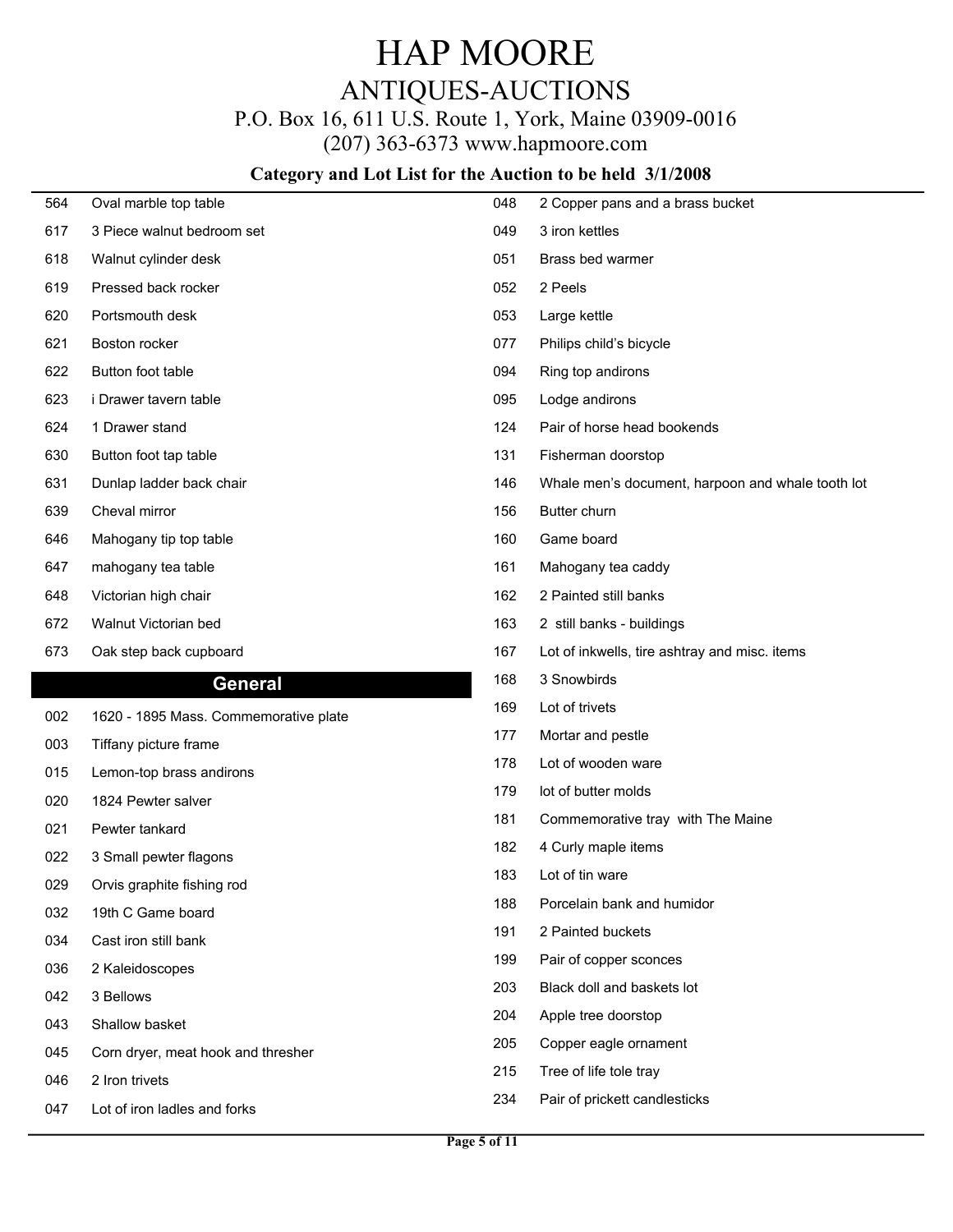# HAP MOORE

## ANTIQUES-AUCTIONS

P.O. Box 16, 611 U.S. Route 1, York, Maine 03909-0016

(207) 363-6373 www.hapmoore.com

### Category and Lot List for the Auction to be held 3/1/2008

| | |
|---|---|
| 564 | Oval marble top table |
| 617 | 3 Piece walnut bedroom set |
| 618 | Walnut cylinder desk |
| 619 | Pressed back rocker |
| 620 | Portsmouth desk |
| 621 | Boston rocker |
| 622 | Button foot table |
| 623 | i Drawer tavern table |
| 624 | 1 Drawer stand |
| 630 | Button foot tap table |
| 631 | Dunlap ladder back chair |
| 639 | Cheval mirror |
| 646 | Mahogany tip top table |
| 647 | mahogany tea table |
| 648 | Victorian high chair |
| 672 | Walnut Victorian bed |
| 673 | Oak step back cupboard |

## General

| | |
|---|---|
| 002 | 1620 - 1895 Mass. Commemorative plate |
| 003 | Tiffany picture frame |
| 015 | Lemon-top brass andirons |
| 020 | 1824 Pewter salver |
| 021 | Pewter tankard |
| 022 | 3 Small pewter flagons |
| 029 | Orvis graphite fishing rod |
| 032 | 19th C Game board |
| 034 | Cast iron still bank |
| 036 | 2 Kaleidoscopes |
| 042 | 3 Bellows |
| 043 | Shallow basket |
| 045 | Corn dryer, meat hook and thresher |
| 046 | 2 Iron trivets |
| 047 | Lot of iron ladles and forks |
| 048 | 2 Copper pans and a brass bucket |
| 049 | 3 iron kettles |
| 051 | Brass bed warmer |
| 052 | 2 Peels |
| 053 | Large kettle |
| 077 | Philips child’s bicycle |
| 094 | Ring top andirons |
| 095 | Lodge andirons |
| 124 | Pair of horse head bookends |
| 131 | Fisherman doorstop |
| 146 | Whale men’s document, harpoon and whale tooth lot |
| 156 | Butter churn |
| 160 | Game board |
| 161 | Mahogany tea caddy |
| 162 | 2 Painted still banks |
| 163 | 2 still banks - buildings |
| 167 | Lot of inkwells, tire ashtray and misc. items |
| 168 | 3 Snowbirds |
| 169 | Lot of trivets |
| 177 | Mortar and pestle |
| 178 | Lot of wooden ware |
| 179 | lot of butter molds |
| 181 | Commemorative tray with The Maine |
| 182 | 4 Curly maple items |
| 183 | Lot of tin ware |
| 188 | Porcelain bank and humidor |
| 191 | 2 Painted buckets |
| 199 | Pair of copper sconces |
| 203 | Black doll and baskets lot |
| 204 | Apple tree doorstop |
| 205 | Copper eagle ornament |
| 215 | Tree of life tole tray |
| 234 | Pair of prickett candlesticks |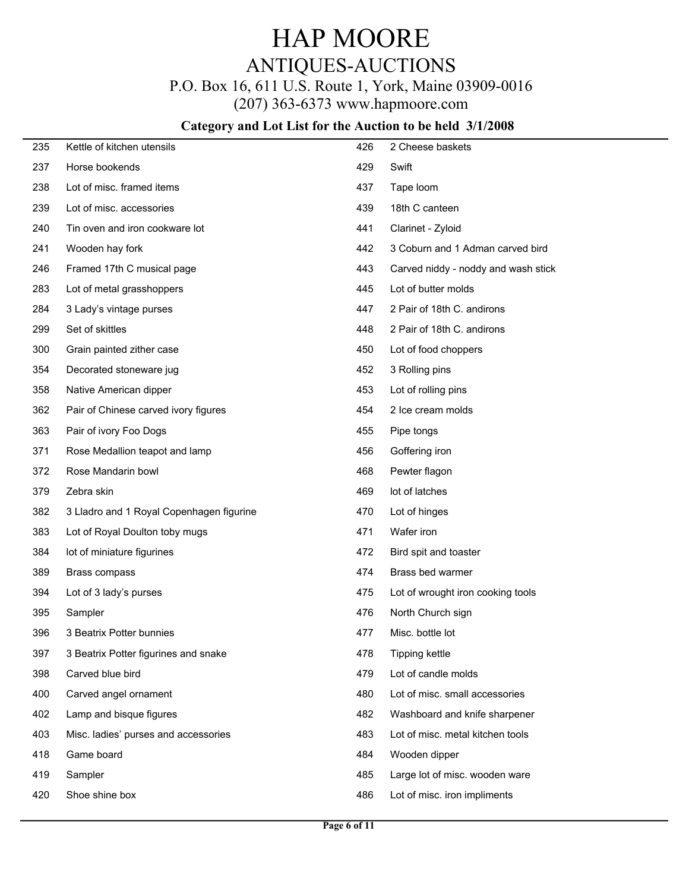# HAP MOORE

## ANTIQUES-AUCTIONS

P.O. Box 16, 611 U.S. Route 1, York, Maine 03909-0016

(207) 363-6373 www.hapmoore.com

### Category and Lot List for the Auction to be held 3/1/2008

| Lot | Description |
|---|---|
| 235 | Kettle of kitchen utensils |
| 237 | Horse bookends |
| 238 | Lot of misc. framed items |
| 239 | Lot of misc. accessories |
| 240 | Tin oven and iron cookware lot |
| 241 | Wooden hay fork |
| 246 | Framed 17th C musical page |
| 283 | Lot of metal grasshoppers |
| 284 | 3 Lady's vintage purses |
| 299 | Set of skittles |
| 300 | Grain painted zither case |
| 354 | Decorated stoneware jug |
| 358 | Native American dipper |
| 362 | Pair of Chinese carved ivory figures |
| 363 | Pair of ivory Foo Dogs |
| 371 | Rose Medallion teapot and lamp |
| 372 | Rose Mandarin bowl |
| 379 | Zebra skin |
| 382 | 3 Lladro and 1 Royal Copenhagen figurine |
| 383 | Lot of Royal Doulton toby mugs |
| 384 | lot of miniature figurines |
| 389 | Brass compass |
| 394 | Lot of 3 lady's purses |
| 395 | Sampler |
| 396 | 3 Beatrix Potter bunnies |
| 397 | 3 Beatrix Potter figurines and snake |
| 398 | Carved blue bird |
| 400 | Carved angel ornament |
| 402 | Lamp and bisque figures |
| 403 | Misc. ladies' purses and accessories |
| 418 | Game board |
| 419 | Sampler |
| 420 | Shoe shine box |
| 426 | 2 Cheese baskets |
| 429 | Swift |
| 437 | Tape loom |
| 439 | 18th C canteen |
| 441 | Clarinet - Zyloid |
| 442 | 3 Coburn and 1 Adman carved bird |
| 443 | Carved niddy - noddy and wash stick |
| 445 | Lot of butter molds |
| 447 | 2 Pair of 18th C. andirons |
| 448 | 2 Pair of 18th C. andirons |
| 450 | Lot of food choppers |
| 452 | 3 Rolling pins |
| 453 | Lot of rolling pins |
| 454 | 2 Ice cream molds |
| 455 | Pipe tongs |
| 456 | Goffering iron |
| 468 | Pewter flagon |
| 469 | lot of latches |
| 470 | Lot of hinges |
| 471 | Wafer iron |
| 472 | Bird spit and toaster |
| 474 | Brass bed warmer |
| 475 | Lot of wrought iron cooking tools |
| 476 | North Church sign |
| 477 | Misc. bottle lot |
| 478 | Tipping kettle |
| 479 | Lot of candle molds |
| 480 | Lot of misc. small accessories |
| 482 | Washboard and knife sharpener |
| 483 | Lot of misc. metal kitchen tools |
| 484 | Wooden dipper |
| 485 | Large lot of misc. wooden ware |
| 486 | Lot of misc. iron impliments |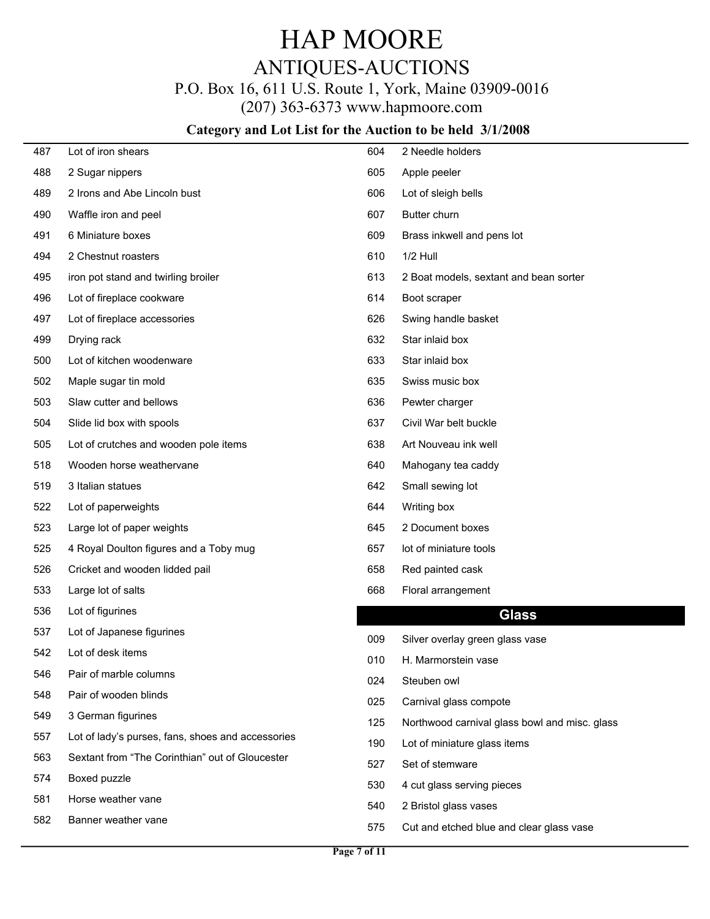# HAP MOORE

## ANTIQUES-AUCTIONS

P.O. Box 16, 611 U.S. Route 1, York, Maine 03909-0016

(207) 363-6373 www.hapmoore.com

**Category and Lot List for the Auction to be held 3/1/2008**

| | |
|---|---|
| 487 | Lot of iron shears |
| 488 | 2 Sugar nippers |
| 489 | 2 Irons and Abe Lincoln bust |
| 490 | Waffle iron and peel |
| 491 | 6 Miniature boxes |
| 494 | 2 Chestnut roasters |
| 495 | iron pot stand and twirling broiler |
| 496 | Lot of fireplace cookware |
| 497 | Lot of fireplace accessories |
| 499 | Drying rack |
| 500 | Lot of kitchen woodenware |
| 502 | Maple sugar tin mold |
| 503 | Slaw cutter and bellows |
| 504 | Slide lid box with spools |
| 505 | Lot of crutches and wooden pole items |
| 518 | Wooden horse weathervane |
| 519 | 3 Italian statues |
| 522 | Lot of paperweights |
| 523 | Large lot of paper weights |
| 525 | 4 Royal Doulton figures and a Toby mug |
| 526 | Cricket and wooden lidded pail |
| 533 | Large lot of salts |
| 536 | Lot of figurines |
| 537 | Lot of Japanese figurines |
| 542 | Lot of desk items |
| 546 | Pair of marble columns |
| 548 | Pair of wooden blinds |
| 549 | 3 German figurines |
| 557 | Lot of lady's purses, fans, shoes and accessories |
| 563 | Sextant from "The Corinthian" out of Gloucester |
| 574 | Boxed puzzle |
| 581 | Horse weather vane |
| 582 | Banner weather vane |
| 604 | 2 Needle holders |
| 605 | Apple peeler |
| 606 | Lot of sleigh bells |
| 607 | Butter churn |
| 609 | Brass inkwell and pens lot |
| 610 | 1/2 Hull |
| 613 | 2 Boat models, sextant and bean sorter |
| 614 | Boot scraper |
| 626 | Swing handle basket |
| 632 | Star inlaid box |
| 633 | Star inlaid box |
| 635 | Swiss music box |
| 636 | Pewter charger |
| 637 | Civil War belt buckle |
| 638 | Art Nouveau ink well |
| 640 | Mahogany tea caddy |
| 642 | Small sewing lot |
| 644 | Writing box |
| 645 | 2 Document boxes |
| 657 | lot of miniature tools |
| 658 | Red painted cask |
| 668 | Floral arrangement |

## Glass

| | |
|---|---|
| 009 | Silver overlay green glass vase |
| 010 | H. Marmorstein vase |
| 024 | Steuben owl |
| 025 | Carnival glass compote |
| 125 | Northwood carnival glass bowl and misc. glass |
| 190 | Lot of miniature glass items |
| 527 | Set of stemware |
| 530 | 4 cut glass serving pieces |
| 540 | 2 Bristol glass vases |
| 575 | Cut and etched blue and clear glass vase |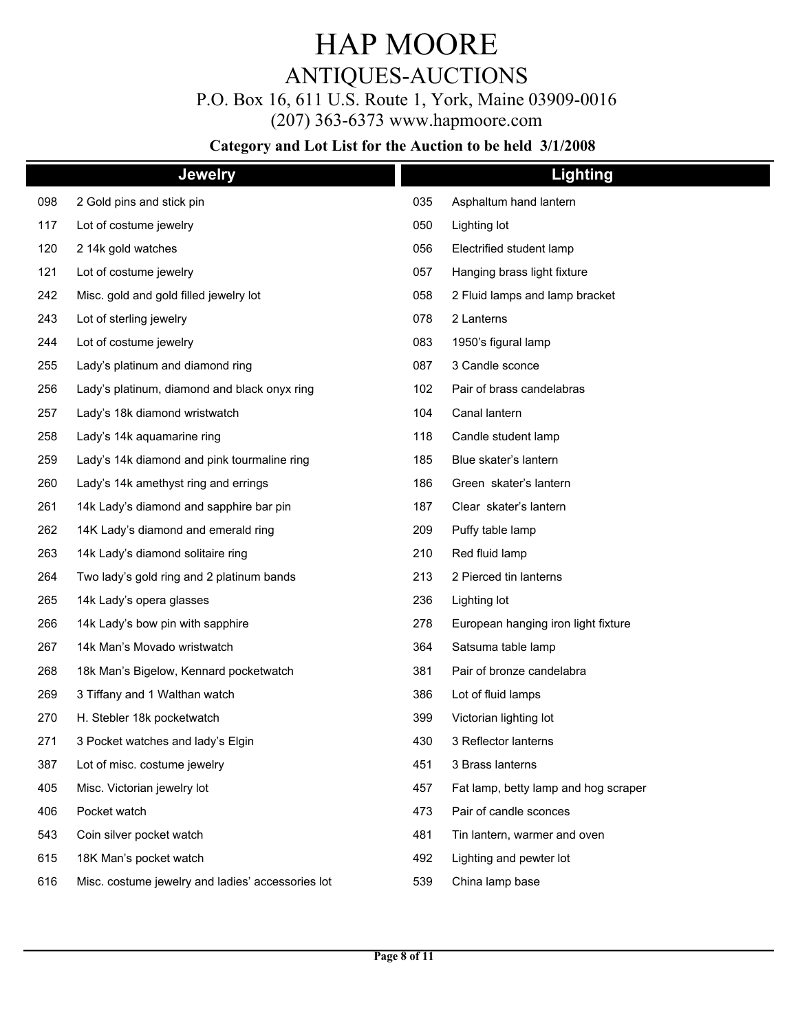# HAP MOORE

## ANTIQUES-AUCTIONS

P.O. Box 16, 611 U.S. Route 1, York, Maine 03909-0016

(207) 363-6373 www.hapmoore.com

**Category and Lot List for the Auction to be held 3/1/2008**

## Jewelry

| Lot | Description |
| --- | --- |
| 098 | 2 Gold pins and stick pin |
| 117 | Lot of costume jewelry |
| 120 | 2 14k gold watches |
| 121 | Lot of costume jewelry |
| 242 | Misc. gold and gold filled jewelry lot |
| 243 | Lot of sterling jewelry |
| 244 | Lot of costume jewelry |
| 255 | Lady's platinum and diamond ring |
| 256 | Lady's platinum, diamond and black onyx ring |
| 257 | Lady's 18k diamond wristwatch |
| 258 | Lady's 14k aquamarine ring |
| 259 | Lady's 14k diamond and pink tourmaline ring |
| 260 | Lady's 14k amethyst ring and errings |
| 261 | 14k Lady's diamond and sapphire bar pin |
| 262 | 14K Lady's diamond and emerald ring |
| 263 | 14k Lady's diamond solitaire ring |
| 264 | Two lady's gold ring and 2 platinum bands |
| 265 | 14k Lady's opera glasses |
| 266 | 14k Lady's bow pin with sapphire |
| 267 | 14k Man's Movado wristwatch |
| 268 | 18k Man's Bigelow, Kennard pocketwatch |
| 269 | 3 Tiffany and 1 Walthan watch |
| 270 | H. Stebler 18k pocketwatch |
| 271 | 3 Pocket watches and lady's Elgin |
| 387 | Lot of misc. costume jewelry |
| 405 | Misc. Victorian jewelry lot |
| 406 | Pocket watch |
| 543 | Coin silver pocket watch |
| 615 | 18K Man's pocket watch |
| 616 | Misc. costume jewelry and ladies' accessories lot |

## Lighting

| Lot | Description |
| --- | --- |
| 035 | Asphaltum hand lantern |
| 050 | Lighting lot |
| 056 | Electrified student lamp |
| 057 | Hanging brass light fixture |
| 058 | 2 Fluid lamps and lamp bracket |
| 078 | 2 Lanterns |
| 083 | 1950's figural lamp |
| 087 | 3 Candle sconce |
| 102 | Pair of brass candelabras |
| 104 | Canal lantern |
| 118 | Candle student lamp |
| 185 | Blue skater's lantern |
| 186 | Green skater's lantern |
| 187 | Clear skater's lantern |
| 209 | Puffy table lamp |
| 210 | Red fluid lamp |
| 213 | 2 Pierced tin lanterns |
| 236 | Lighting lot |
| 278 | European hanging iron light fixture |
| 364 | Satsuma table lamp |
| 381 | Pair of bronze candelabra |
| 386 | Lot of fluid lamps |
| 399 | Victorian lighting lot |
| 430 | 3 Reflector lanterns |
| 451 | 3 Brass lanterns |
| 457 | Fat lamp, betty lamp and hog scraper |
| 473 | Pair of candle sconces |
| 481 | Tin lantern, warmer and oven |
| 492 | Lighting and pewter lot |
| 539 | China lamp base |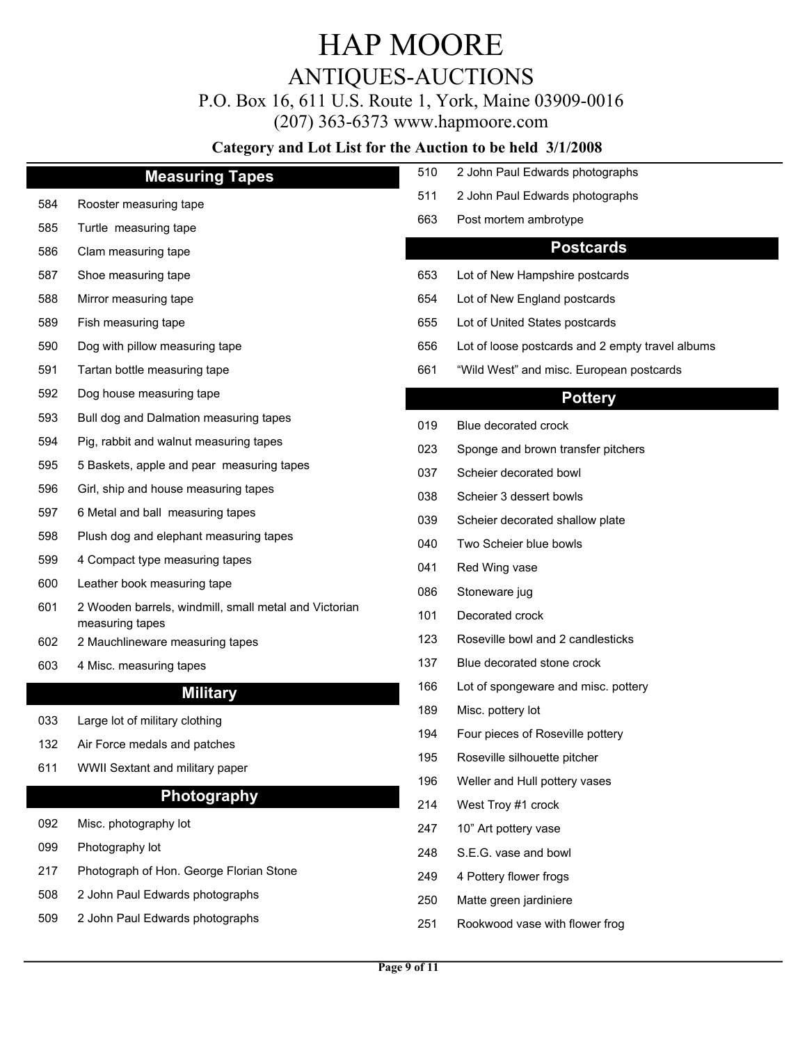# HAP MOORE
## ANTIQUES-AUCTIONS

P.O. Box 16, 611 U.S. Route 1, York, Maine 03909-0016
(207) 363-6373 www.hapmoore.com

**Category and Lot List for the Auction to be held 3/1/2008**

### Measuring Tapes

584 Rooster measuring tape
585 Turtle measuring tape
586 Clam measuring tape
587 Shoe measuring tape
588 Mirror measuring tape
589 Fish measuring tape
590 Dog with pillow measuring tape
591 Tartan bottle measuring tape
592 Dog house measuring tape
593 Bull dog and Dalmation measuring tapes
594 Pig, rabbit and walnut measuring tapes
595 5 Baskets, apple and pear measuring tapes
596 Girl, ship and house measuring tapes
597 6 Metal and ball measuring tapes
598 Plush dog and elephant measuring tapes
599 4 Compact type measuring tapes
600 Leather book measuring tape
601 2 Wooden barrels, windmill, small metal and Victorian measuring tapes
602 2 Mauchlineware measuring tapes
603 4 Misc. measuring tapes

### Military

033 Large lot of military clothing
132 Air Force medals and patches
611 WWII Sextant and military paper

### Photography

092 Misc. photography lot
099 Photography lot
217 Photograph of Hon. George Florian Stone
508 2 John Paul Edwards photographs
509 2 John Paul Edwards photographs
510 2 John Paul Edwards photographs
511 2 John Paul Edwards photographs
663 Post mortem ambrotype

### Postcards

653 Lot of New Hampshire postcards
654 Lot of New England postcards
655 Lot of United States postcards
656 Lot of loose postcards and 2 empty travel albums
661 "Wild West" and misc. European postcards

### Pottery

019 Blue decorated crock
023 Sponge and brown transfer pitchers
037 Scheier decorated bowl
038 Scheier 3 dessert bowls
039 Scheier decorated shallow plate
040 Two Scheier blue bowls
041 Red Wing vase
086 Stoneware jug
101 Decorated crock
123 Roseville bowl and 2 candlesticks
137 Blue decorated stone crock
166 Lot of spongeware and misc. pottery
189 Misc. pottery lot
194 Four pieces of Roseville pottery
195 Roseville silhouette pitcher
196 Weller and Hull pottery vases
214 West Troy #1 crock
247 10" Art pottery vase
248 S.E.G. vase and bowl
249 4 Pottery flower frogs
250 Matte green jardiniere
251 Rookwood vase with flower frog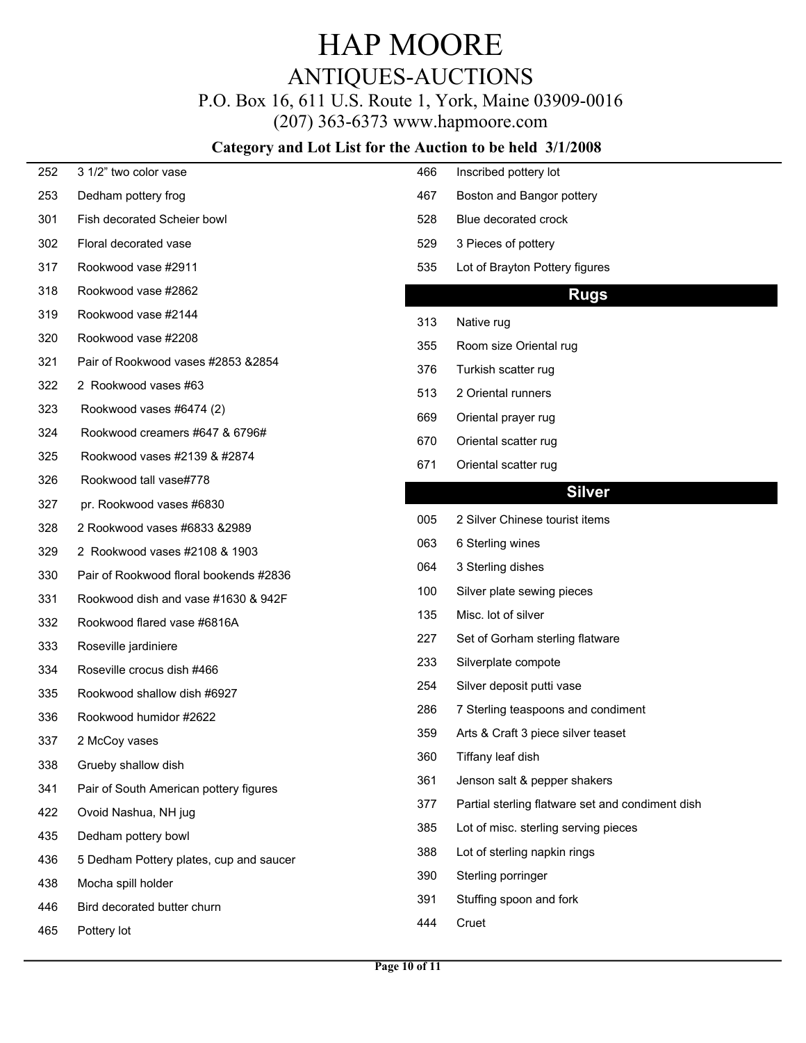# HAP MOORE

## ANTIQUES-AUCTIONS

P.O. Box 16, 611 U.S. Route 1, York, Maine 03909-0016

(207) 363-6373 www.hapmoore.com

**Category and Lot List for the Auction to be held 3/1/2008**

| Lot | Description |
|---|---|
| 252 | 3 1/2" two color vase |
| 253 | Dedham pottery frog |
| 301 | Fish decorated Scheier bowl |
| 302 | Floral decorated vase |
| 317 | Rookwood vase #2911 |
| 318 | Rookwood vase #2862 |
| 319 | Rookwood vase #2144 |
| 320 | Rookwood vase #2208 |
| 321 | Pair of Rookwood vases #2853 &2854 |
| 322 | 2 Rookwood vases #63 |
| 323 | Rookwood vases #6474 (2) |
| 324 | Rookwood creamers #647 & 6796# |
| 325 | Rookwood vases #2139 & #2874 |
| 326 | Rookwood tall vase#778 |
| 327 | pr. Rookwood vases #6830 |
| 328 | 2 Rookwood vases #6833 &2989 |
| 329 | 2 Rookwood vases #2108 & 1903 |
| 330 | Pair of Rookwood floral bookends #2836 |
| 331 | Rookwood dish and vase #1630 & 942F |
| 332 | Rookwood flared vase #6816A |
| 333 | Roseville jardiniere |
| 334 | Roseville crocus dish #466 |
| 335 | Rookwood shallow dish #6927 |
| 336 | Rookwood humidor #2622 |
| 337 | 2 McCoy vases |
| 338 | Grueby shallow dish |
| 341 | Pair of South American pottery figures |
| 422 | Ovoid Nashua, NH jug |
| 435 | Dedham pottery bowl |
| 436 | 5 Dedham Pottery plates, cup and saucer |
| 438 | Mocha spill holder |
| 446 | Bird decorated butter churn |
| 465 | Pottery lot |
| 466 | Inscribed pottery lot |
| 467 | Boston and Bangor pottery |
| 528 | Blue decorated crock |
| 529 | 3 Pieces of pottery |
| 535 | Lot of Brayton Pottery figures |

## Rugs

| Lot | Description |
|---|---|
| 313 | Native rug |
| 355 | Room size Oriental rug |
| 376 | Turkish scatter rug |
| 513 | 2 Oriental runners |
| 669 | Oriental prayer rug |
| 670 | Oriental scatter rug |
| 671 | Oriental scatter rug |

## Silver

| Lot | Description |
|---|---|
| 005 | 2 Silver Chinese tourist items |
| 063 | 6 Sterling wines |
| 064 | 3 Sterling dishes |
| 100 | Silver plate sewing pieces |
| 135 | Misc. lot of silver |
| 227 | Set of Gorham sterling flatware |
| 233 | Silverplate compote |
| 254 | Silver deposit putti vase |
| 286 | 7 Sterling teaspoons and condiment |
| 359 | Arts & Craft 3 piece silver teaset |
| 360 | Tiffany leaf dish |
| 361 | Jenson salt & pepper shakers |
| 377 | Partial sterling flatware set and condiment dish |
| 385 | Lot of misc. sterling serving pieces |
| 388 | Lot of sterling napkin rings |
| 390 | Sterling porringer |
| 391 | Stuffing spoon and fork |
| 444 | Cruet |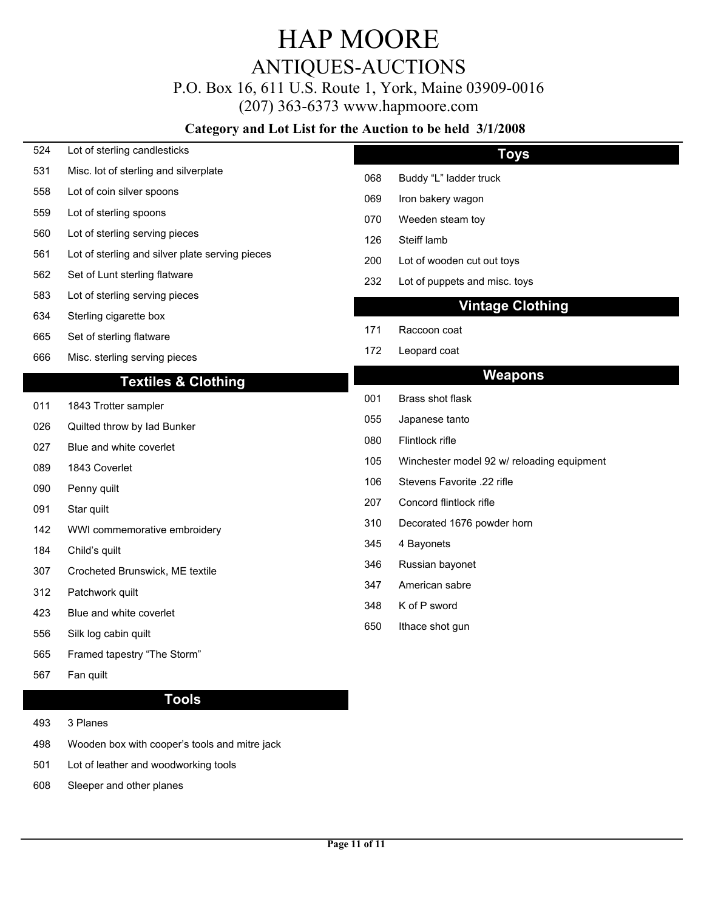# HAP MOORE

## ANTIQUES-AUCTIONS

P.O. Box 16, 611 U.S. Route 1, York, Maine 03909-0016

(207) 363-6373 www.hapmoore.com

**Category and Lot List for the Auction to be held 3/1/2008**

| | |
|---|---|
| 524 | Lot of sterling candlesticks |
| 531 | Misc. lot of sterling and silverplate |
| 558 | Lot of coin silver spoons |
| 559 | Lot of sterling spoons |
| 560 | Lot of sterling serving pieces |
| 561 | Lot of sterling and silver plate serving pieces |
| 562 | Set of Lunt sterling flatware |
| 583 | Lot of sterling serving pieces |
| 634 | Sterling cigarette box |
| 665 | Set of sterling flatware |
| 666 | Misc. sterling serving pieces |

## Textiles & Clothing

| | |
|---|---|
| 011 | 1843 Trotter sampler |
| 026 | Quilted throw by Iad Bunker |
| 027 | Blue and white coverlet |
| 089 | 1843 Coverlet |
| 090 | Penny quilt |
| 091 | Star quilt |
| 142 | WWI commemorative embroidery |
| 184 | Child's quilt |
| 307 | Crocheted Brunswick, ME textile |
| 312 | Patchwork quilt |
| 423 | Blue and white coverlet |
| 556 | Silk log cabin quilt |
| 565 | Framed tapestry "The Storm" |
| 567 | Fan quilt |

## Tools

| | |
|---|---|
| 493 | 3 Planes |
| 498 | Wooden box with cooper's tools and mitre jack |
| 501 | Lot of leather and woodworking tools |
| 608 | Sleeper and other planes |

## Toys

| | |
|---|---|
| 068 | Buddy "L" ladder truck |
| 069 | Iron bakery wagon |
| 070 | Weeden steam toy |
| 126 | Steiff lamb |
| 200 | Lot of wooden cut out toys |
| 232 | Lot of puppets and misc. toys |

## Vintage Clothing

| | |
|---|---|
| 171 | Raccoon coat |
| 172 | Leopard coat |

## Weapons

| | |
|---|---|
| 001 | Brass shot flask |
| 055 | Japanese tanto |
| 080 | Flintlock rifle |
| 105 | Winchester model 92 w/ reloading equipment |
| 106 | Stevens Favorite .22 rifle |
| 207 | Concord flintlock rifle |
| 310 | Decorated 1676 powder horn |
| 345 | 4 Bayonets |
| 346 | Russian bayonet |
| 347 | American sabre |
| 348 | K of P sword |
| 650 | Ithace shot gun |